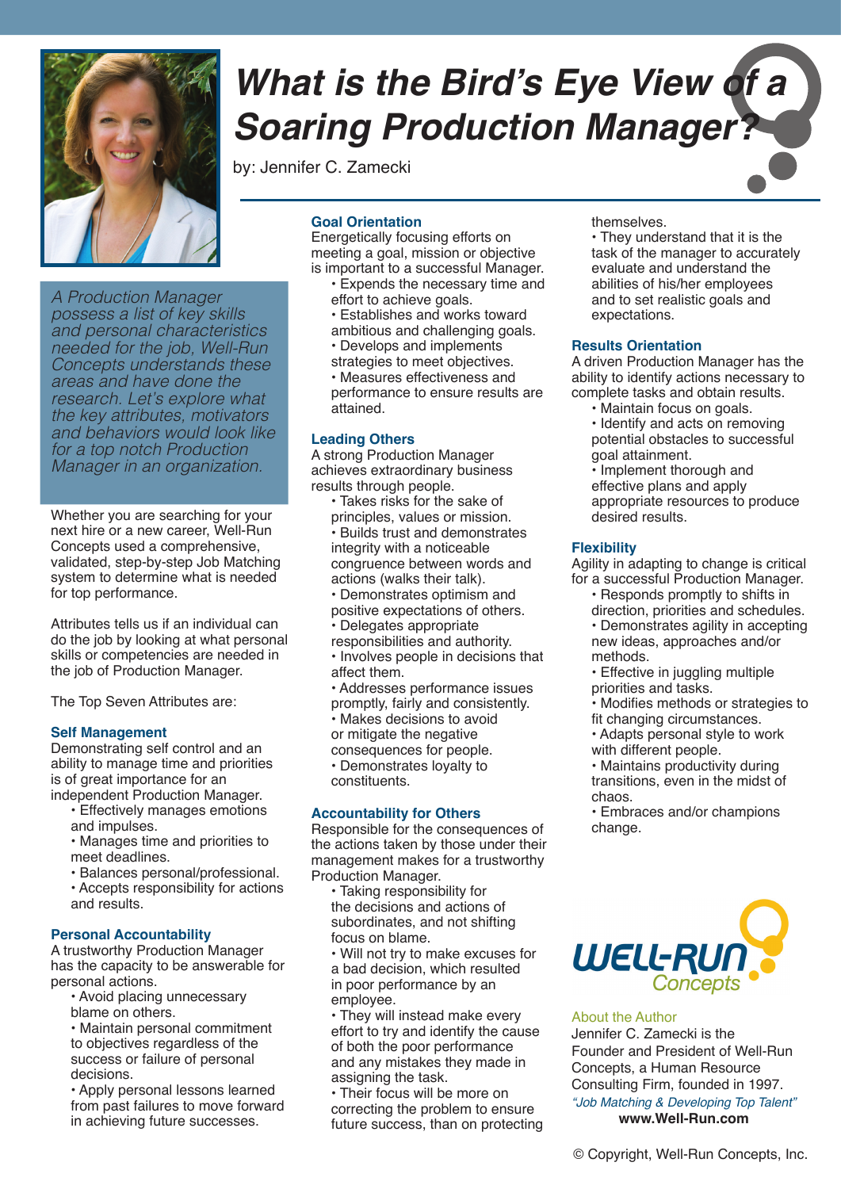# What is the Bird's Eye View of a Soaring Production Manager?

by: Jennifer C. Zamecki

*A Production Manager possess a list of key skills and personal characteristics needed for the job, Well-Run Concepts understands these areas and have done the research. Let's explore what the key attributes, motivators and behaviors would look like for a top notch Production Manager in an organization.*

Whether you are searching for your next hire or a new career, Well-Run Concepts used a comprehensive, validated, step-by-step Job Matching system to determine what is needed for top performance.

Attributes tells us if an individual can do the job by looking at what personal skills or competencies are needed in the job of Production Manager.

The Top Seven Attributes are:

### Self Management

Demonstrating self control and an ability to manage time and priorities is of great importance for an independent Production Manager.

- Effectively manages emotions and impulses.
- Manages time and priorities to meet deadlines.
- Balances personal/professional.
- Accepts responsibility for actions and results.

### Personal Accountability

A trustworthy Production Manager has the capacity to be answerable for personal actions.

- Avoid placing unnecessary blame on others.
- Maintain personal commitment to objectives regardless of the success or failure of personal decisions.
- Apply personal lessons learned from past failures to move forward in achieving future successes.

### Goal Orientation

Energetically focusing efforts on meeting a goal, mission or objective is important to a successful Manager.

- Expends the necessary time and effort to achieve goals.
- Establishes and works toward ambitious and challenging goals.
- Develops and implements strategies to meet objectives.
- Measures effectiveness and performance to ensure results are attained.

### Leading Others

A strong Production Manager achieves extraordinary business results through people.

- Takes risks for the sake of principles, values or mission.
- Builds trust and demonstrates integrity with a noticeable congruence between words and actions (walks their talk).
- Demonstrates optimism and positive expectations of others.
- Delegates appropriate responsibilities and authority.
- Involves people in decisions that affect them.
- Addresses performance issues promptly, fairly and consistently.
- Makes decisions to avoid or mitigate the negative consequences for people.
- Demonstrates loyalty to constituents.

### Accountability for Others

Responsible for the consequences of the actions taken by those under their management makes for a trustworthy Production Manager.

- Taking responsibility for the decisions and actions of subordinates, and not shifting focus on blame.
- Will not try to make excuses for a bad decision, which resulted in poor performance by an employee.
- They will instead make every effort to try and identify the cause of both the poor performance and any mistakes they made in assigning the task.
- Their focus will be more on correcting the problem to ensure future success, than on protecting themselves.
- They understand that it is the task of the manager to accurately evaluate and understand the abilities of his/her employees and to set realistic goals and expectations.

### Results Orientation

A driven Production Manager has the ability to identify actions necessary to complete tasks and obtain results.

- Maintain focus on goals.
- Identify and acts on removing potential obstacles to successful goal attainment.
- Implement thorough and effective plans and apply appropriate resources to produce desired results.

### Flexibility

Agility in adapting to change is critical for a successful Production Manager.

- Responds promptly to shifts in direction, priorities and schedules.
- Demonstrates agility in accepting new ideas, approaches and/or methods.
- Effective in juggling multiple priorities and tasks.
- Modifies methods or strategies to fit changing circumstances.
- Adapts personal style to work with different people.
- Maintains productivity during transitions, even in the midst of chaos.
- Embraces and/or champions change.

WELL-RUN Concepts

About the Author

Jennifer C. Zamecki is the Founder and President of Well-Run Concepts, a Human Resource Consulting Firm, founded in 1997.

*"Job Matching & Developing Top Talent"*

**www.Well-Run.com**

© Copyright, Well-Run Concepts, Inc.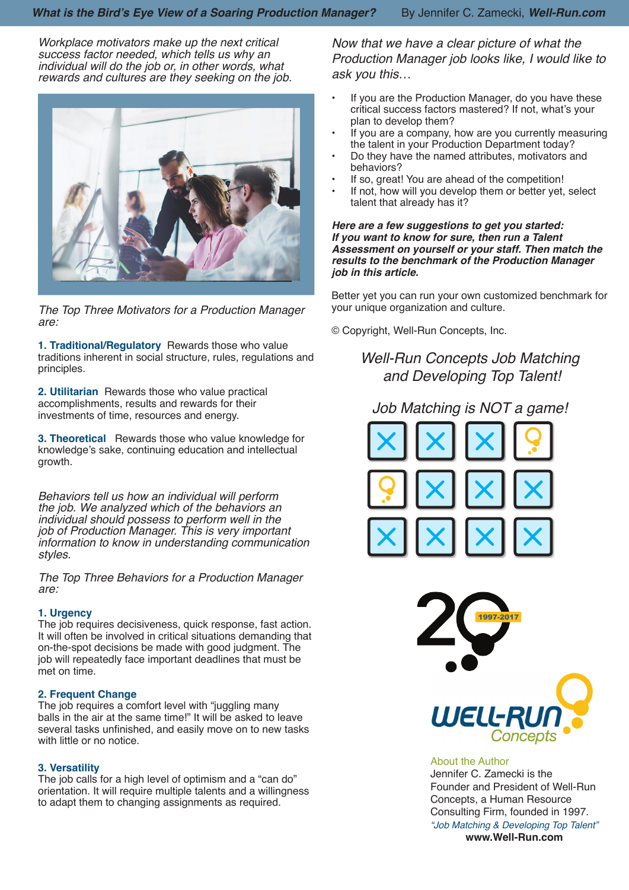*Workplace motivators make up the next critical success factor needed, which tells us why an individual will do the job or, in other words, what rewards and cultures are they seeking on the job.*

*The Top Three Motivators for a Production Manager are:*

**1. Traditional/Regulatory** Rewards those who value traditions inherent in social structure, rules, regulations and principles.

**2. Utilitarian** Rewards those who value practical accomplishments, results and rewards for their investments of time, resources and energy.

**3. Theoretical** Rewards those who value knowledge for knowledge's sake, continuing education and intellectual growth.

*Behaviors tell us how an individual will perform the job. We analyzed which of the behaviors an individual should possess to perform well in the job of Production Manager. This is very important information to know in understanding communication styles.*

*The Top Three Behaviors for a Production Manager are:*

**1. Urgency**
The job requires decisiveness, quick response, fast action. It will often be involved in critical situations demanding that on-the-spot decisions be made with good judgment. The job will repeatedly face important deadlines that must be met on time.

**2. Frequent Change**
The job requires a comfort level with "juggling many balls in the air at the same time!" It will be asked to leave several tasks unfinished, and easily move on to new tasks with little or no notice.

**3. Versatility**
The job calls for a high level of optimism and a "can do" orientation. It will require multiple talents and a willingness to adapt them to changing assignments as required.

*Now that we have a clear picture of what the Production Manager job looks like, I would like to ask you this…*

- If you are the Production Manager, do you have these critical success factors mastered? If not, what's your plan to develop them?
- If you are a company, how are you currently measuring the talent in your Production Department today?
- Do they have the named attributes, motivators and behaviors?
- If so, great! You are ahead of the competition!
- If not, how will you develop them or better yet, select talent that already has it?

***Here are a few suggestions to get you started: If you want to know for sure, then run a Talent Assessment on yourself or your staff. Then match the results to the benchmark of the Production Manager job in this article.***

Better yet you can run your own customized benchmark for your unique organization and culture.

© Copyright, Well-Run Concepts, Inc.

*Well-Run Concepts Job Matching and Developing Top Talent!*

*Job Matching is NOT a game!*

1997-2017

WELL-RUN Concepts

About the Author
Jennifer C. Zamecki is the Founder and President of Well-Run Concepts, a Human Resource Consulting Firm, founded in 1997.
*"Job Matching & Developing Top Talent"*
**www.Well-Run.com**